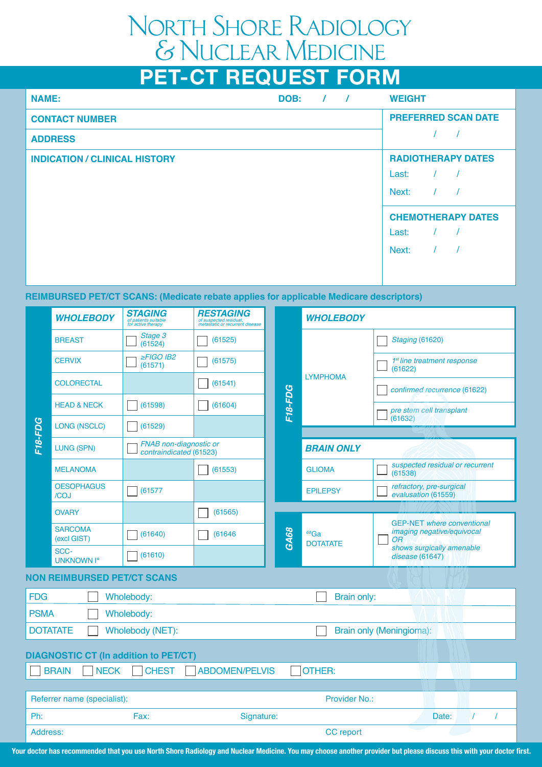# North Shore Radiology & Nuclear Medicine

# PET-CT REQUEST FORM

| NAME: | DOB: / / | WEIGHT |
|---|---|---|
| CONTACT NUMBER | | PREFERRED SCAN DATE / / |
| ADDRESS | | |
| INDICATION / CLINICAL HISTORY | | RADIOTHERAPY DATES<br>Last: / /<br>Next: / / |
| | | CHEMOTHERAPY DATES<br>Last: / /<br>Next: / / |

## REIMBURSED PET/CT SCANS: (Medicate rebate applies for applicable Medicare descriptors)

### F18-FDG

| *WHOLEBODY* | *STAGING* of patients suitable for active therapy | *RESTAGING* of suspected residual, metastatic or recurrent disease |
|---|---|---|
| BREAST | ☐ *Stage 3* (61524) | ☐ (61525) |
| CERVIX | ☐ *≥FIGO IB2* (61571) | ☐ (61575) |
| COLORECTAL | | ☐ (61541) |
| HEAD & NECK | ☐ (61598) | ☐ (61604) |
| LONG (NSCLC) | ☐ (61529) | |
| LUNG (SPN) | ☐ *FNAB non-diagnostic or contraindicated* (61523) | |
| MELANOMA | | ☐ (61553) |
| OESOPHAGUS /COJ | ☐ (61577 | |
| OVARY | | ☐ (61565) |
| SARCOMA (excl GIST) | ☐ (61640) | ☐ (61646 |
| SCC-UNKNOWN I° | ☐ (61610) | |

### F18-FDG

| *WHOLEBODY* | |
|---|---|
| LYMPHOMA | ☐ *Staging* (61620) |
| | ☐ *1st line treatment response* (61622) |
| | ☐ *confirmed recurrence* (61622) |
| | ☐ *pre stem cell transplant* (61632) |
| ***BRAIN ONLY*** | |
| GLIOMA | ☐ *suspected residual or recurrent* (61538) |
| EPILEPSY | ☐ *refractory, pre-surgical evaluation* (61559) |

### GA68

| $^{68}$Ga DOTATATE | ☐ GEP-NET *where conventional imaging negative/equivocal OR shows surgically amenable disease* (61647) |
|---|---|

## NON REIMBURSED PET/CT SCANS

| | | |
|---|---|---|
| FDG | ☐ Wholebody: | ☐ Brain only: |
| PSMA | ☐ Wholebody: | |
| DOTATATE | ☐ Wholebody (NET): | ☐ Brain only (Meningioma): |

## DIAGNOSTIC CT (In addition to PET/CT)

☐ BRAIN ☐ NECK ☐ CHEST ☐ ABDOMEN/PELVIS ☐ OTHER:

| | | | |
|---|---|---|---|
| Referrer name (specialist): | | Provider No.: | |
| Ph: | Fax: | Signature: | Date: / / |
| Address: | | CC report | |

Your doctor has recommended that you use North Shore Radiology and Nuclear Medicine. You may choose another provider but please discuss this with your doctor first.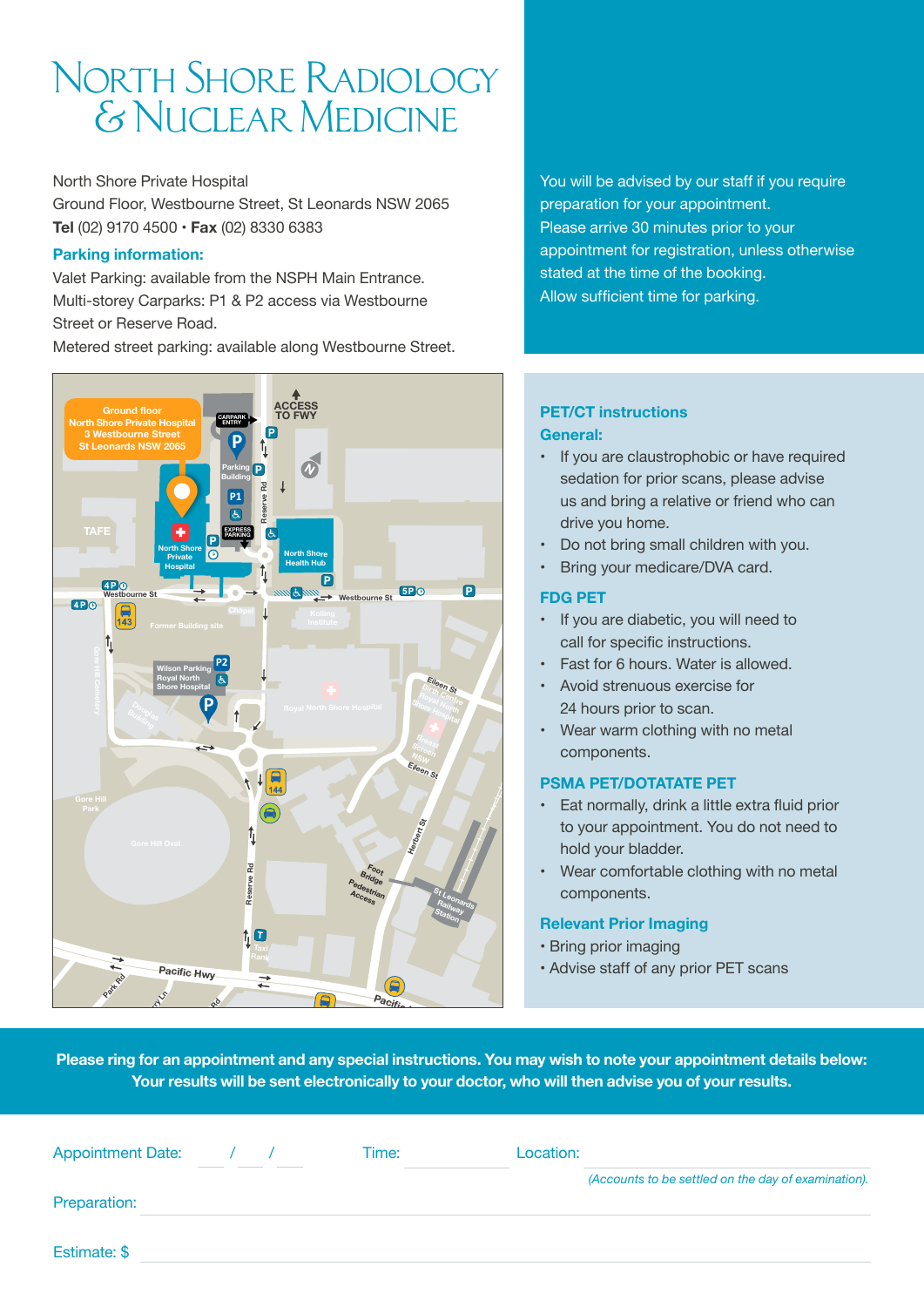# North Shore Radiology & Nuclear Medicine

North Shore Private Hospital
Ground Floor, Westbourne Street, St Leonards NSW 2065
**Tel** (02) 9170 4500 • **Fax** (02) 8330 6383

**Parking information:**

Valet Parking: available from the NSPH Main Entrance.
Multi-storey Carparks: P1 & P2 access via Westbourne Street or Reserve Road.
Metered street parking: available along Westbourne Street.

Ground floor
North Shore Private Hospital
3 Westbourne Street
St Leonards NSW 2065

ACCESS TO FWY
CARPARK ENTRY
Parking Building
P1
EXPRESS PARKING
TAFE
North Shore Private Hospital
North Shore Health Hub
Reserve Rd
Westbourne St
4P
5P
143
Chapel
Former Building site
Kolling Institute
Wilson Parking Royal North Shore Hospital
P2
Gore Hill Cemetery
Douglas Building
Royal North Shore Hospital
Eileen St
Birth Centre Royal North Shore Hospital
Breast Screen NSW
144
Gore Hill Park
Gore Hill Oval
Herbert St
Foot Bridge Pedestrian Access
St Leonards Railway Station
Taxi Rank
Pacific Hwy
Park Rd

You will be advised by our staff if you require preparation for your appointment.
Please arrive 30 minutes prior to your appointment for registration, unless otherwise stated at the time of the booking.
Allow sufficient time for parking.

## PET/CT instructions

### General:

- If you are claustrophobic or have required sedation for prior scans, please advise us and bring a relative or friend who can drive you home.
- Do not bring small children with you.
- Bring your medicare/DVA card.

### FDG PET

- If you are diabetic, you will need to call for specific instructions.
- Fast for 6 hours. Water is allowed.
- Avoid strenuous exercise for 24 hours prior to scan.
- Wear warm clothing with no metal components.

### PSMA PET/DOTATATE PET

- Eat normally, drink a little extra fluid prior to your appointment. You do not need to hold your bladder.
- Wear comfortable clothing with no metal components.

### Relevant Prior Imaging

- Bring prior imaging
- Advise staff of any prior PET scans

**Please ring for an appointment and any special instructions. You may wish to note your appointment details below:**
**Your results will be sent electronically to your doctor, who will then advise you of your results.**

Appointment Date: \_\_ / \_\_ / \_\_ Time: \_\_\_\_\_\_ Location: \_\_\_\_\_\_\_\_\_\_

*(Accounts to be settled on the day of examination).*

Preparation: \_\_\_\_\_\_\_\_\_\_

Estimate: $ \_\_\_\_\_\_\_\_\_\_